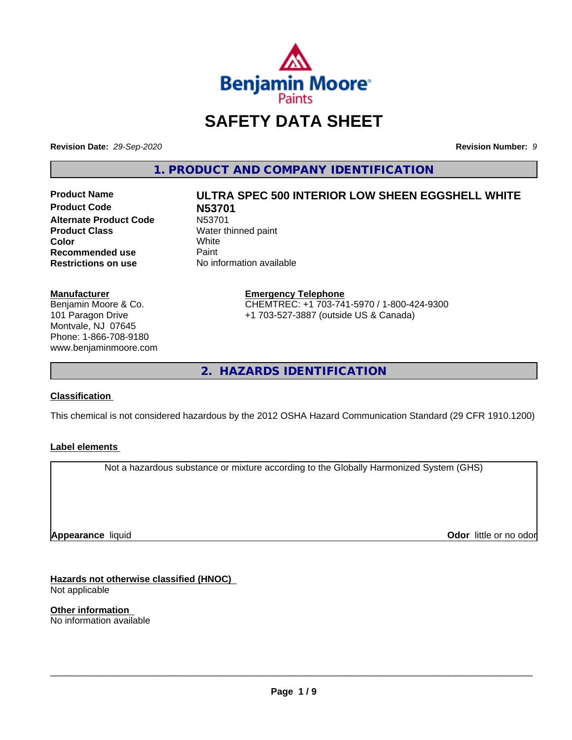# SAFETY DATA SHEET

**Revision Date:** *29-Sep-2020* **Revision Number:** *9*

## 1. PRODUCT AND COMPANY IDENTIFICATION

| | |
|---|---|
| **Product Name** | **ULTRA SPEC 500 INTERIOR LOW SHEEN EGGSHELL WHITE** |
| **Product Code** | **N53701** |
| **Alternate Product Code** | N53701 |
| **Product Class** | Water thinned paint |
| **Color** | White |
| **Recommended use** | Paint |
| **Restrictions on use** | No information available |

**Manufacturer**
Benjamin Moore & Co.
101 Paragon Drive
Montvale, NJ 07645
Phone: 1-866-708-9180
www.benjaminmoore.com

**Emergency Telephone**
CHEMTREC: +1 703-741-5970 / 1-800-424-9300
+1 703-527-3887 (outside US & Canada)

## 2. HAZARDS IDENTIFICATION

### Classification

This chemical is not considered hazardous by the 2012 OSHA Hazard Communication Standard (29 CFR 1910.1200)

### Label elements

Not a hazardous substance or mixture according to the Globally Harmonized System (GHS)

**Appearance** liquid **Odor** little or no odor

### Hazards not otherwise classified (HNOC)

Not applicable

### Other information

No information available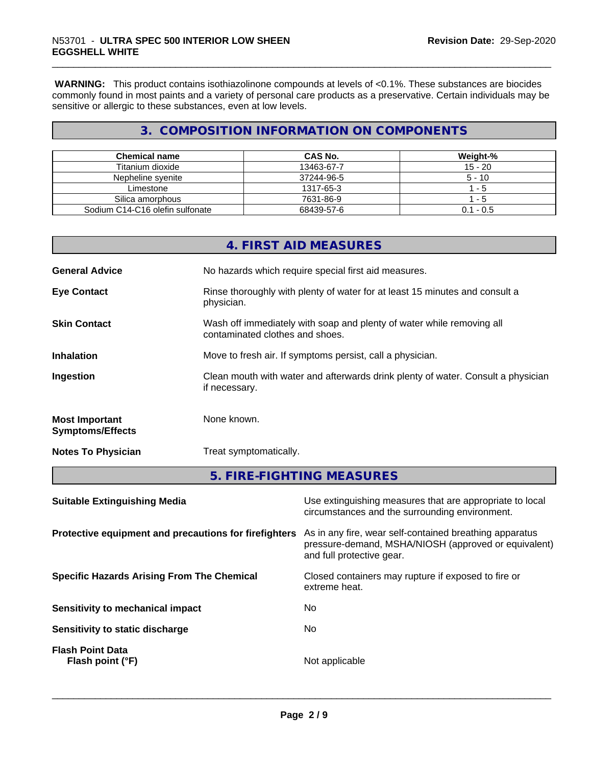**WARNING:** This product contains isothiazolinone compounds at levels of <0.1%. These substances are biocides commonly found in most paints and a variety of personal care products as a preservative. Certain individuals may be sensitive or allergic to these substances, even at low levels.

## 3. COMPOSITION INFORMATION ON COMPONENTS

| Chemical name | CAS No. | Weight-% |
| --- | --- | --- |
| Titanium dioxide | 13463-67-7 | 15 - 20 |
| Nepheline syenite | 37244-96-5 | 5 - 10 |
| Limestone | 1317-65-3 | 1 - 5 |
| Silica amorphous | 7631-86-9 | 1 - 5 |
| Sodium C14-C16 olefin sulfonate | 68439-57-6 | 0.1 - 0.5 |

## 4. FIRST AID MEASURES

**General Advice**
No hazards which require special first aid measures.

**Eye Contact**
Rinse thoroughly with plenty of water for at least 15 minutes and consult a physician.

**Skin Contact**
Wash off immediately with soap and plenty of water while removing all contaminated clothes and shoes.

**Inhalation**
Move to fresh air. If symptoms persist, call a physician.

**Ingestion**
Clean mouth with water and afterwards drink plenty of water. Consult a physician if necessary.

**Most Important Symptoms/Effects**
None known.

**Notes To Physician**
Treat symptomatically.

## 5. FIRE-FIGHTING MEASURES

**Suitable Extinguishing Media**
Use extinguishing measures that are appropriate to local circumstances and the surrounding environment.

**Protective equipment and precautions for firefighters**
As in any fire, wear self-contained breathing apparatus pressure-demand, MSHA/NIOSH (approved or equivalent) and full protective gear.

**Specific Hazards Arising From The Chemical**
Closed containers may rupture if exposed to fire or extreme heat.

**Sensitivity to mechanical impact**
No

**Sensitivity to static discharge**
No

**Flash Point Data**
**Flash point (°F)**
Not applicable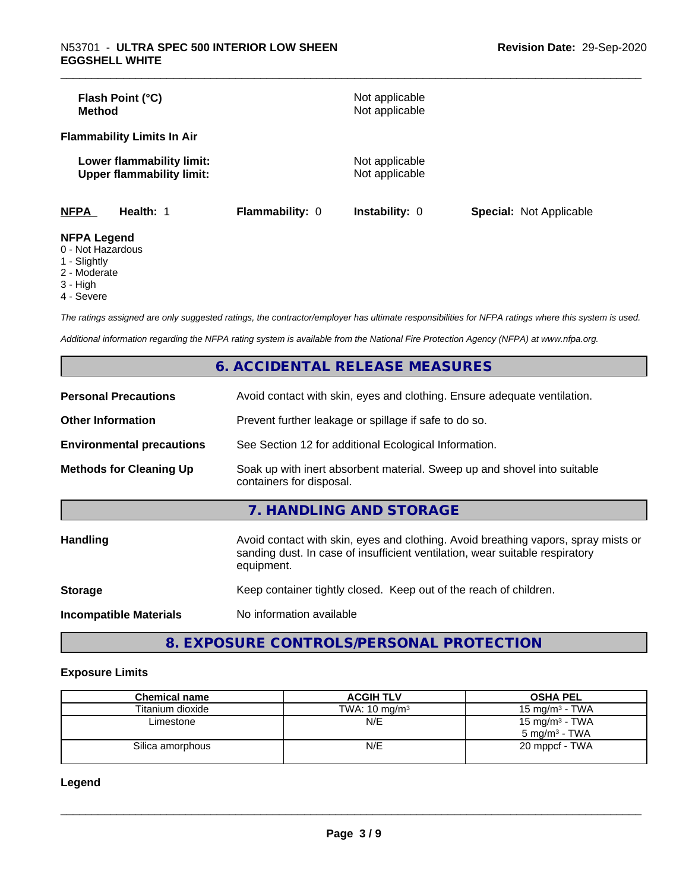| | |
|---|---|
| **Flash Point (°C)** | Not applicable |
| **Method** | Not applicable |

**Flammability Limits In Air**

| | |
|---|---|
| **Lower flammability limit:** | Not applicable |
| **Upper flammability limit:** | Not applicable |

| NFPA | Health: 1 | Flammability: 0 | Instability: 0 | Special: Not Applicable |
|---|---|---|---|---|

**NFPA Legend**
0 - Not Hazardous
1 - Slightly
2 - Moderate
3 - High
4 - Severe

*The ratings assigned are only suggested ratings, the contractor/employer has ultimate responsibilities for NFPA ratings where this system is used.*

*Additional information regarding the NFPA rating system is available from the National Fire Protection Agency (NFPA) at www.nfpa.org.*

## 6. ACCIDENTAL RELEASE MEASURES

| | |
|---|---|
| **Personal Precautions** | Avoid contact with skin, eyes and clothing. Ensure adequate ventilation. |
| **Other Information** | Prevent further leakage or spillage if safe to do so. |
| **Environmental precautions** | See Section 12 for additional Ecological Information. |
| **Methods for Cleaning Up** | Soak up with inert absorbent material. Sweep up and shovel into suitable containers for disposal. |

## 7. HANDLING AND STORAGE

| | |
|---|---|
| **Handling** | Avoid contact with skin, eyes and clothing. Avoid breathing vapors, spray mists or sanding dust. In case of insufficient ventilation, wear suitable respiratory equipment. |
| **Storage** | Keep container tightly closed. Keep out of the reach of children. |
| **Incompatible Materials** | No information available |

## 8. EXPOSURE CONTROLS/PERSONAL PROTECTION

### Exposure Limits

| Chemical name | ACGIH TLV | OSHA PEL |
|---|---|---|
| Titanium dioxide | TWA: 10 mg/m³ | 15 mg/m³ - TWA |
| Limestone | N/E | 15 mg/m³ - TWA<br>5 mg/m³ - TWA |
| Silica amorphous | N/E | 20 mppcf - TWA |

### Legend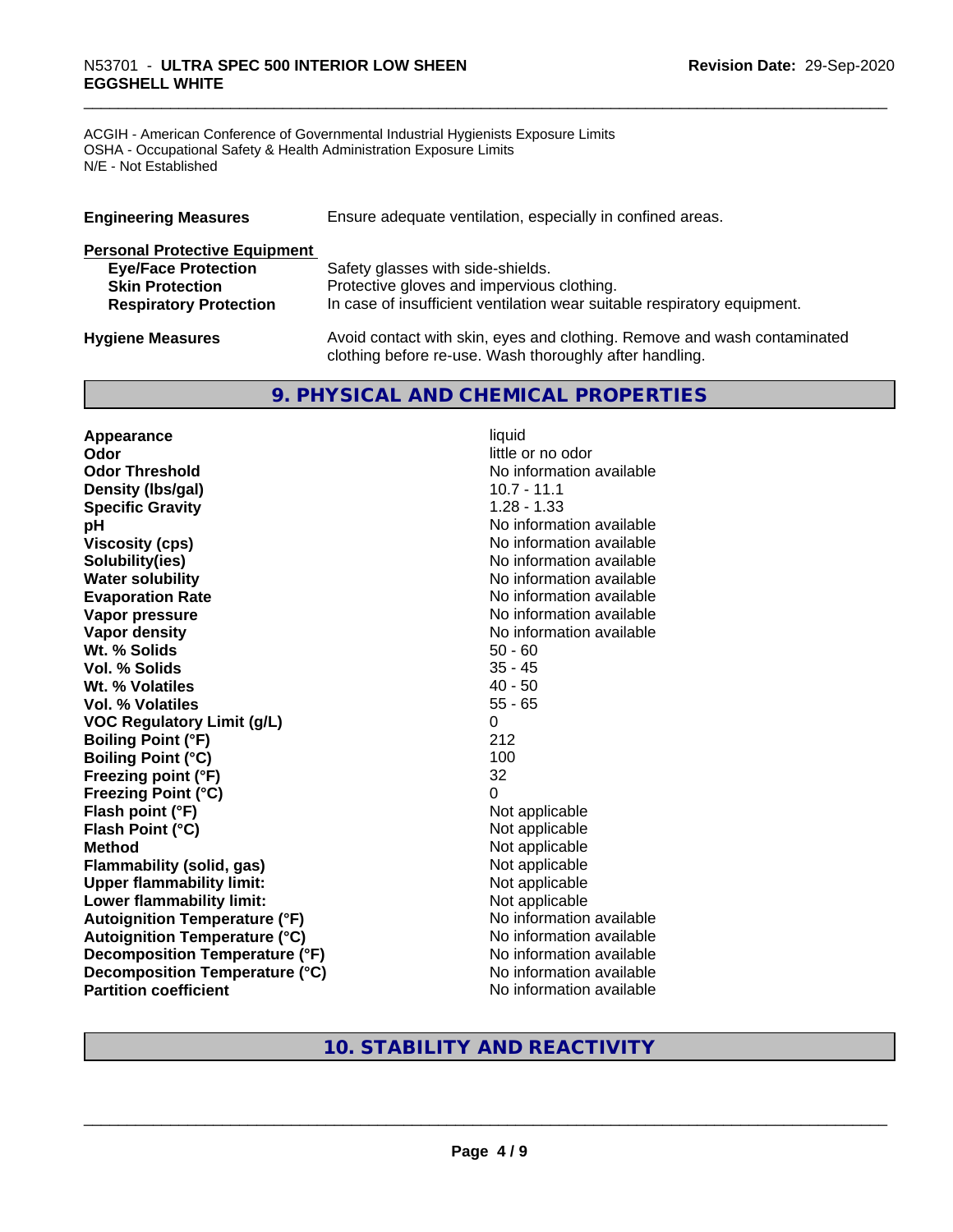ACGIH - American Conference of Governmental Industrial Hygienists Exposure Limits
OSHA - Occupational Safety & Health Administration Exposure Limits
N/E - Not Established

**Engineering Measures** Ensure adequate ventilation, especially in confined areas.

**Personal Protective Equipment**

| | |
|---|---|
| **Eye/Face Protection** | Safety glasses with side-shields. |
| **Skin Protection** | Protective gloves and impervious clothing. |
| **Respiratory Protection** | In case of insufficient ventilation wear suitable respiratory equipment. |

**Hygiene Measures** Avoid contact with skin, eyes and clothing. Remove and wash contaminated clothing before re-use. Wash thoroughly after handling.

## 9. PHYSICAL AND CHEMICAL PROPERTIES

| | |
|---|---|
| **Appearance** | liquid |
| **Odor** | little or no odor |
| **Odor Threshold** | No information available |
| **Density (lbs/gal)** | 10.7 - 11.1 |
| **Specific Gravity** | 1.28 - 1.33 |
| **pH** | No information available |
| **Viscosity (cps)** | No information available |
| **Solubility(ies)** | No information available |
| **Water solubility** | No information available |
| **Evaporation Rate** | No information available |
| **Vapor pressure** | No information available |
| **Vapor density** | No information available |
| **Wt. % Solids** | 50 - 60 |
| **Vol. % Solids** | 35 - 45 |
| **Wt. % Volatiles** | 40 - 50 |
| **Vol. % Volatiles** | 55 - 65 |
| **VOC Regulatory Limit (g/L)** | 0 |
| **Boiling Point (°F)** | 212 |
| **Boiling Point (°C)** | 100 |
| **Freezing point (°F)** | 32 |
| **Freezing Point (°C)** | 0 |
| **Flash point (°F)** | Not applicable |
| **Flash Point (°C)** | Not applicable |
| **Method** | Not applicable |
| **Flammability (solid, gas)** | Not applicable |
| **Upper flammability limit:** | Not applicable |
| **Lower flammability limit:** | Not applicable |
| **Autoignition Temperature (°F)** | No information available |
| **Autoignition Temperature (°C)** | No information available |
| **Decomposition Temperature (°F)** | No information available |
| **Decomposition Temperature (°C)** | No information available |
| **Partition coefficient** | No information available |

## 10. STABILITY AND REACTIVITY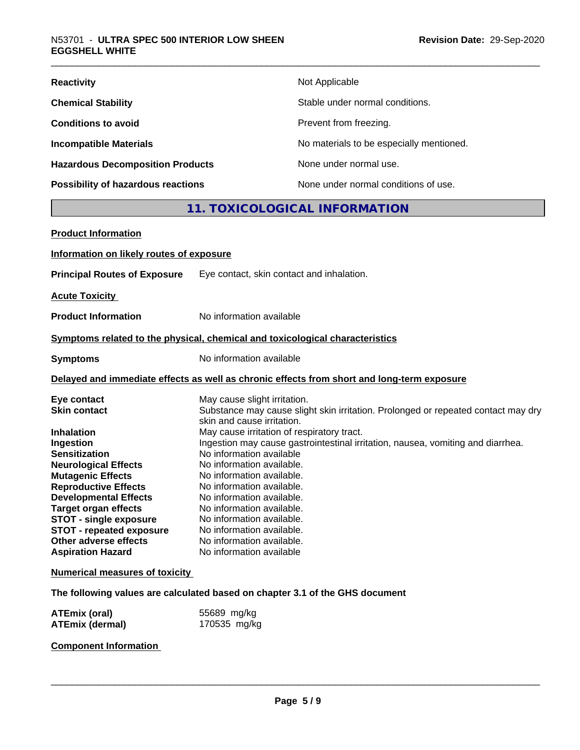| | |
|---|---|
| **Reactivity** | Not Applicable |
| **Chemical Stability** | Stable under normal conditions. |
| **Conditions to avoid** | Prevent from freezing. |
| **Incompatible Materials** | No materials to be especially mentioned. |
| **Hazardous Decomposition Products** | None under normal use. |
| **Possibility of hazardous reactions** | None under normal conditions of use. |

## 11. TOXICOLOGICAL INFORMATION

**Product Information**

**Information on likely routes of exposure**

**Principal Routes of Exposure** Eye contact, skin contact and inhalation.

**Acute Toxicity**

**Product Information** No information available

**Symptoms related to the physical, chemical and toxicological characteristics**

**Symptoms** No information available

**Delayed and immediate effects as well as chronic effects from short and long-term exposure**

| | |
|---|---|
| **Eye contact** | May cause slight irritation. |
| **Skin contact** | Substance may cause slight skin irritation. Prolonged or repeated contact may dry skin and cause irritation. |
| **Inhalation** | May cause irritation of respiratory tract. |
| **Ingestion** | Ingestion may cause gastrointestinal irritation, nausea, vomiting and diarrhea. |
| **Sensitization** | No information available |
| **Neurological Effects** | No information available. |
| **Mutagenic Effects** | No information available. |
| **Reproductive Effects** | No information available. |
| **Developmental Effects** | No information available. |
| **Target organ effects** | No information available. |
| **STOT - single exposure** | No information available. |
| **STOT - repeated exposure** | No information available. |
| **Other adverse effects** | No information available. |
| **Aspiration Hazard** | No information available |

**Numerical measures of toxicity**

**The following values are calculated based on chapter 3.1 of the GHS document**

| | |
|---|---|
| **ATEmix (oral)** | 55689 mg/kg |
| **ATEmix (dermal)** | 170535 mg/kg |

**Component Information**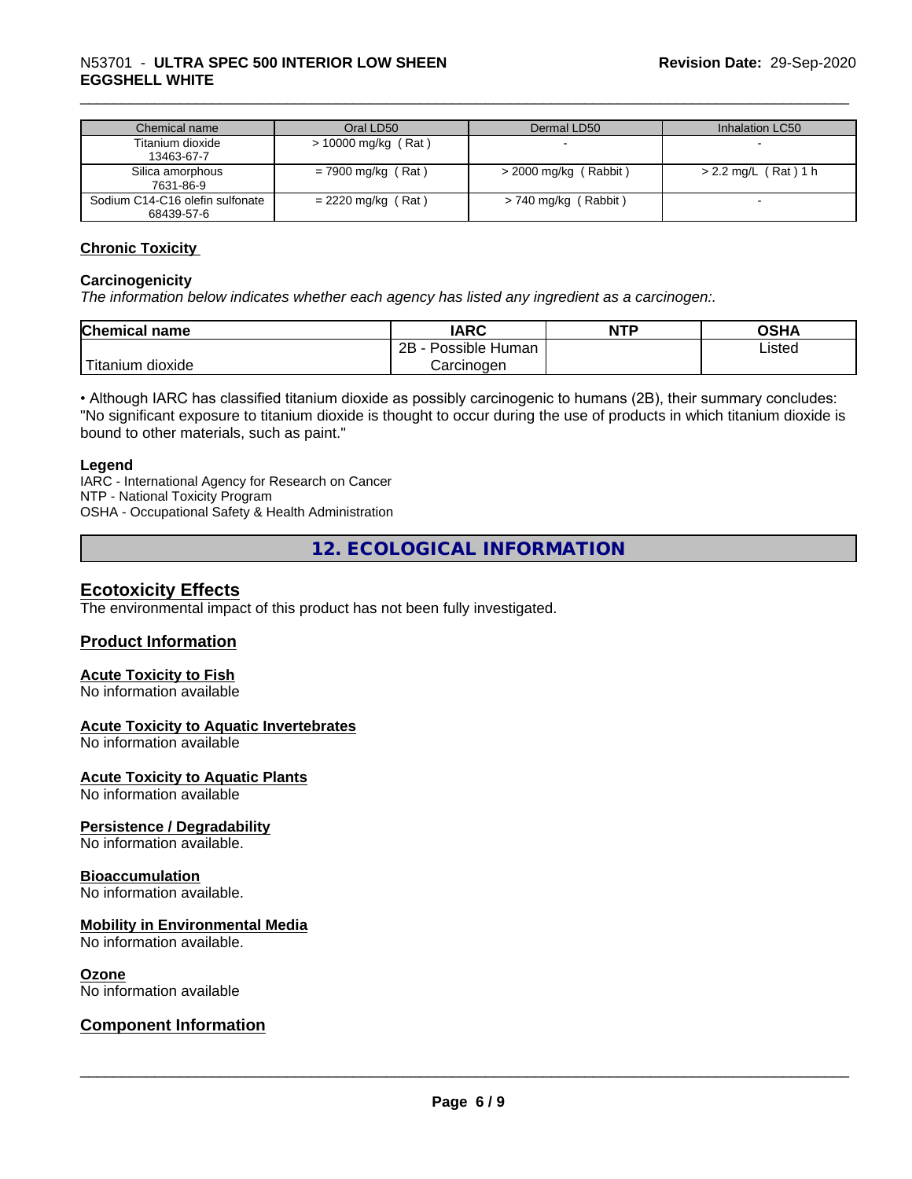| Chemical name | Oral LD50 | Dermal LD50 | Inhalation LC50 |
| --- | --- | --- | --- |
| Titanium dioxide<br>13463-67-7 | > 10000 mg/kg ( Rat ) | - | - |
| Silica amorphous<br>7631-86-9 | = 7900 mg/kg ( Rat ) | > 2000 mg/kg ( Rabbit ) | > 2.2 mg/L ( Rat ) 1 h |
| Sodium C14-C16 olefin sulfonate<br>68439-57-6 | = 2220 mg/kg ( Rat ) | > 740 mg/kg ( Rabbit ) | - |

### Chronic Toxicity

#### Carcinogenicity

*The information below indicates whether each agency has listed any ingredient as a carcinogen:.*

| Chemical name | IARC | NTP | OSHA |
| --- | --- | --- | --- |
| Titanium dioxide | 2B - Possible Human Carcinogen | | Listed |

• Although IARC has classified titanium dioxide as possibly carcinogenic to humans (2B), their summary concludes: "No significant exposure to titanium dioxide is thought to occur during the use of products in which titanium dioxide is bound to other materials, such as paint."

#### Legend

IARC - International Agency for Research on Cancer
NTP - National Toxicity Program
OSHA - Occupational Safety & Health Administration

## 12. ECOLOGICAL INFORMATION

### Ecotoxicity Effects

The environmental impact of this product has not been fully investigated.

### Product Information

#### Acute Toxicity to Fish

No information available

#### Acute Toxicity to Aquatic Invertebrates

No information available

#### Acute Toxicity to Aquatic Plants

No information available

#### Persistence / Degradability

No information available.

#### Bioaccumulation

No information available.

#### Mobility in Environmental Media

No information available.

#### Ozone

No information available

### Component Information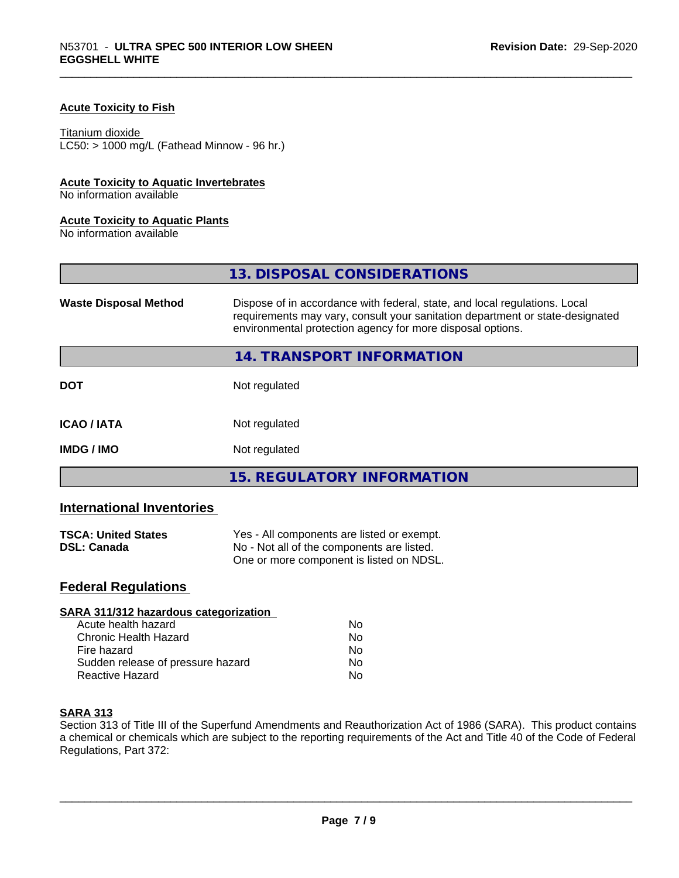#### Acute Toxicity to Fish

Titanium dioxide
LC50: > 1000 mg/L (Fathead Minnow - 96 hr.)

#### Acute Toxicity to Aquatic Invertebrates

No information available

#### Acute Toxicity to Aquatic Plants

No information available

## 13. DISPOSAL CONSIDERATIONS

| | |
|---|---|
| **Waste Disposal Method** | Dispose of in accordance with federal, state, and local regulations. Local requirements may vary, consult your sanitation department or state-designated environmental protection agency for more disposal options. |

## 14. TRANSPORT INFORMATION

| | |
|---|---|
| **DOT** | Not regulated |
| **ICAO / IATA** | Not regulated |
| **IMDG / IMO** | Not regulated |

## 15. REGULATORY INFORMATION

### International Inventories

| | |
|---|---|
| **TSCA: United States** | Yes - All components are listed or exempt. |
| **DSL: Canada** | No - Not all of the components are listed. One or more component is listed on NDSL. |

### Federal Regulations

#### SARA 311/312 hazardous categorization

| | |
|---|---|
| Acute health hazard | No |
| Chronic Health Hazard | No |
| Fire hazard | No |
| Sudden release of pressure hazard | No |
| Reactive Hazard | No |

#### SARA 313

Section 313 of Title III of the Superfund Amendments and Reauthorization Act of 1986 (SARA). This product contains a chemical or chemicals which are subject to the reporting requirements of the Act and Title 40 of the Code of Federal Regulations, Part 372: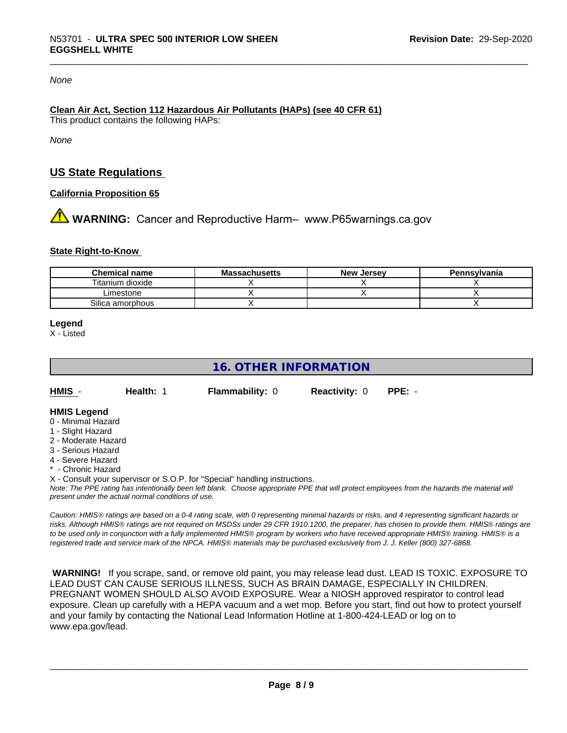*None*

**Clean Air Act, Section 112 Hazardous Air Pollutants (HAPs) (see 40 CFR 61)**
This product contains the following HAPs:

*None*

## US State Regulations

**California Proposition 65**

⚠ **WARNING:** Cancer and Reproductive Harm– www.P65warnings.ca.gov

**State Right-to-Know**

| Chemical name | Massachusetts | New Jersey | Pennsylvania |
|---|---|---|---|
| Titanium dioxide | X | X | X |
| Limestone | X | X | X |
| Silica amorphous | X | | X |

**Legend**
X - Listed

## 16. OTHER INFORMATION

**HMIS** - **Health:** 1 **Flammability:** 0 **Reactivity:** 0 **PPE:** -

**HMIS Legend**
0 - Minimal Hazard
1 - Slight Hazard
2 - Moderate Hazard
3 - Serious Hazard
4 - Severe Hazard
* - Chronic Hazard
X - Consult your supervisor or S.O.P. for "Special" handling instructions.
*Note: The PPE rating has intentionally been left blank. Choose appropriate PPE that will protect employees from the hazards the material will present under the actual normal conditions of use.*

*Caution: HMIS® ratings are based on a 0-4 rating scale, with 0 representing minimal hazards or risks, and 4 representing significant hazards or risks. Although HMIS® ratings are not required on MSDSs under 29 CFR 1910.1200, the preparer, has chosen to provide them. HMIS® ratings are to be used only in conjunction with a fully implemented HMIS® program by workers who have received appropriate HMIS® training. HMIS® is a registered trade and service mark of the NPCA. HMIS® materials may be purchased exclusively from J. J. Keller (800) 327-6868.*

**WARNING!** If you scrape, sand, or remove old paint, you may release lead dust. LEAD IS TOXIC. EXPOSURE TO LEAD DUST CAN CAUSE SERIOUS ILLNESS, SUCH AS BRAIN DAMAGE, ESPECIALLY IN CHILDREN. PREGNANT WOMEN SHOULD ALSO AVOID EXPOSURE. Wear a NIOSH approved respirator to control lead exposure. Clean up carefully with a HEPA vacuum and a wet mop. Before you start, find out how to protect yourself and your family by contacting the National Lead Information Hotline at 1-800-424-LEAD or log on to www.epa.gov/lead.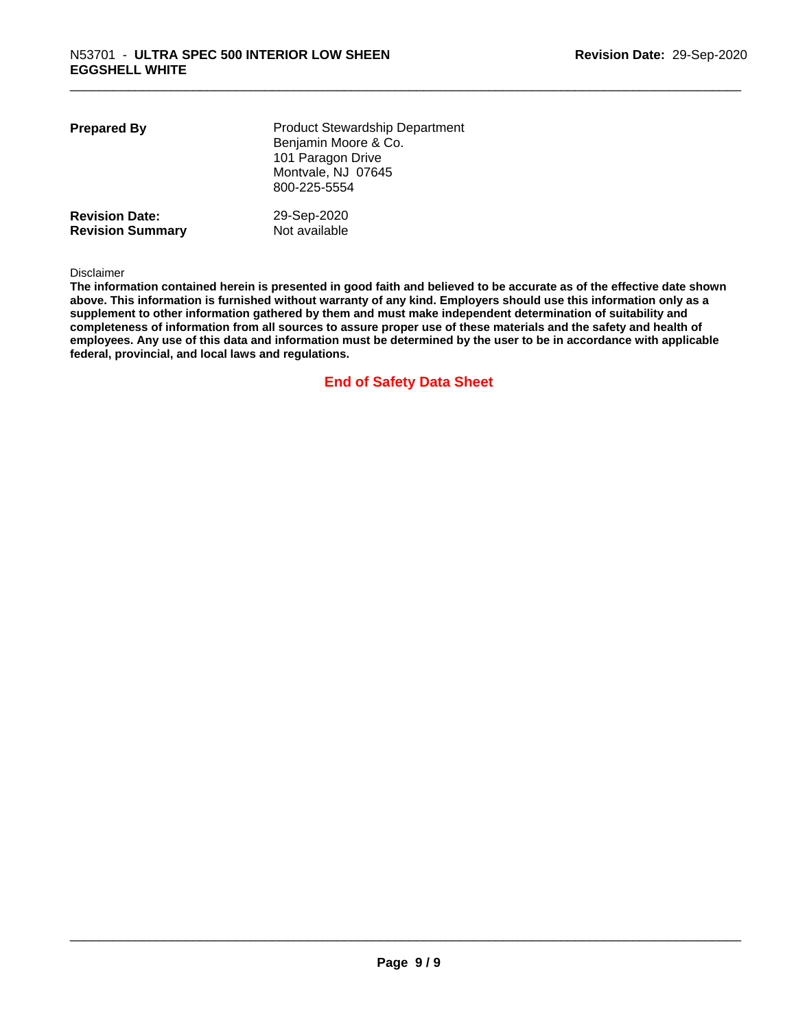| | |
|---|---|
| **Prepared By** | Product Stewardship Department<br>Benjamin Moore & Co.<br>101 Paragon Drive<br>Montvale, NJ 07645<br>800-225-5554 |
| **Revision Date:** | 29-Sep-2020 |
| **Revision Summary** | Not available |

Disclaimer

**The information contained herein is presented in good faith and believed to be accurate as of the effective date shown above. This information is furnished without warranty of any kind. Employers should use this information only as a supplement to other information gathered by them and must make independent determination of suitability and completeness of information from all sources to assure proper use of these materials and the safety and health of employees. Any use of this data and information must be determined by the user to be in accordance with applicable federal, provincial, and local laws and regulations.**

**End of Safety Data Sheet**